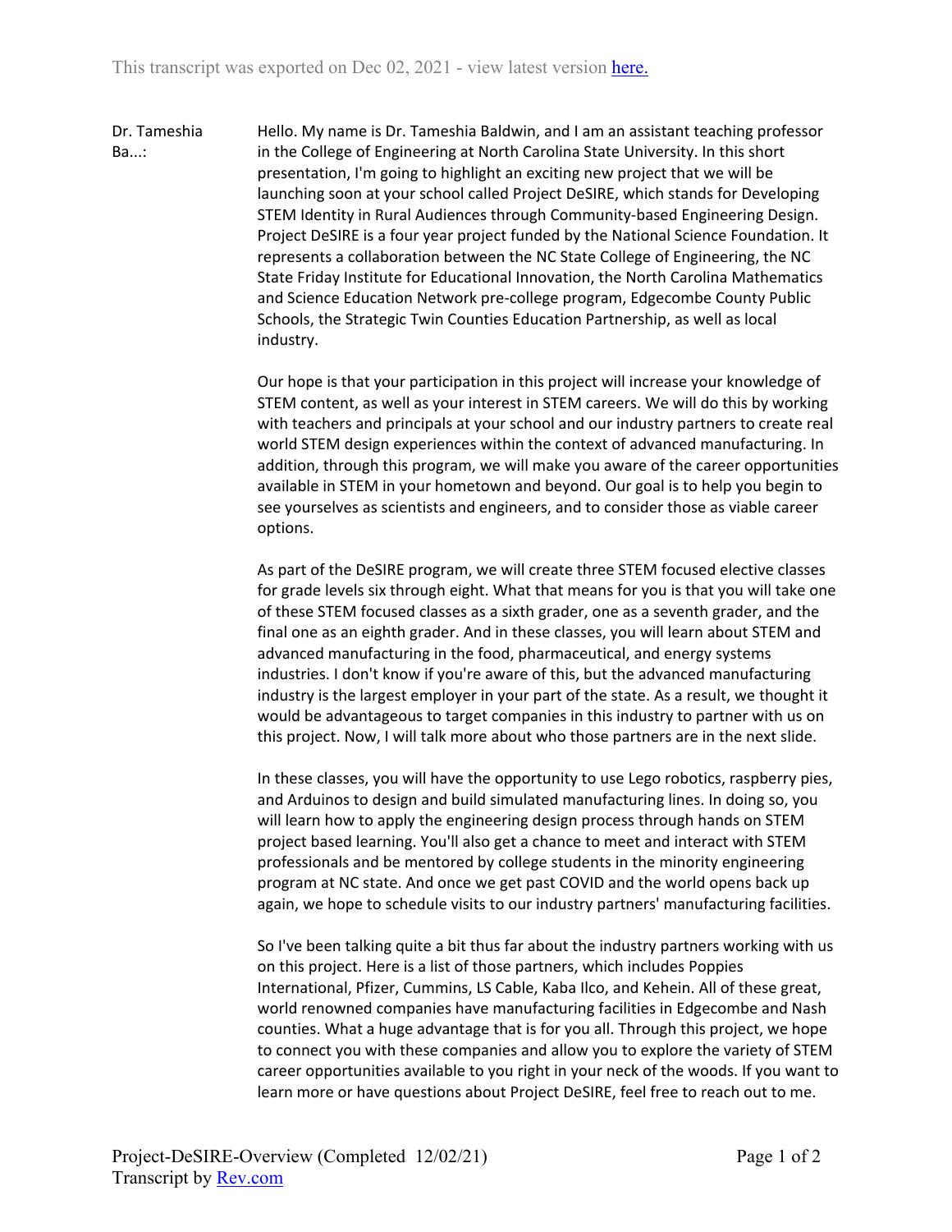This transcript was exported on Dec 02, 2021 - view latest version here.

Dr. Tameshia Ba...:

Hello. My name is Dr. Tameshia Baldwin, and I am an assistant teaching professor in the College of Engineering at North Carolina State University. In this short presentation, I'm going to highlight an exciting new project that we will be launching soon at your school called Project DeSIRE, which stands for Developing STEM Identity in Rural Audiences through Community-based Engineering Design. Project DeSIRE is a four year project funded by the National Science Foundation. It represents a collaboration between the NC State College of Engineering, the NC State Friday Institute for Educational Innovation, the North Carolina Mathematics and Science Education Network pre-college program, Edgecombe County Public Schools, the Strategic Twin Counties Education Partnership, as well as local industry.

Our hope is that your participation in this project will increase your knowledge of STEM content, as well as your interest in STEM careers. We will do this by working with teachers and principals at your school and our industry partners to create real world STEM design experiences within the context of advanced manufacturing. In addition, through this program, we will make you aware of the career opportunities available in STEM in your hometown and beyond. Our goal is to help you begin to see yourselves as scientists and engineers, and to consider those as viable career options.

As part of the DeSIRE program, we will create three STEM focused elective classes for grade levels six through eight. What that means for you is that you will take one of these STEM focused classes as a sixth grader, one as a seventh grader, and the final one as an eighth grader. And in these classes, you will learn about STEM and advanced manufacturing in the food, pharmaceutical, and energy systems industries. I don't know if you're aware of this, but the advanced manufacturing industry is the largest employer in your part of the state. As a result, we thought it would be advantageous to target companies in this industry to partner with us on this project. Now, I will talk more about who those partners are in the next slide.

In these classes, you will have the opportunity to use Lego robotics, raspberry pies, and Arduinos to design and build simulated manufacturing lines. In doing so, you will learn how to apply the engineering design process through hands on STEM project based learning. You'll also get a chance to meet and interact with STEM professionals and be mentored by college students in the minority engineering program at NC state. And once we get past COVID and the world opens back up again, we hope to schedule visits to our industry partners' manufacturing facilities.

So I've been talking quite a bit thus far about the industry partners working with us on this project. Here is a list of those partners, which includes Poppies International, Pfizer, Cummins, LS Cable, Kaba Ilco, and Kehein. All of these great, world renowned companies have manufacturing facilities in Edgecombe and Nash counties. What a huge advantage that is for you all. Through this project, we hope to connect you with these companies and allow you to explore the variety of STEM career opportunities available to you right in your neck of the woods. If you want to learn more or have questions about Project DeSIRE, feel free to reach out to me.

Project-DeSIRE-Overview (Completed 12/02/21)
Transcript by Rev.com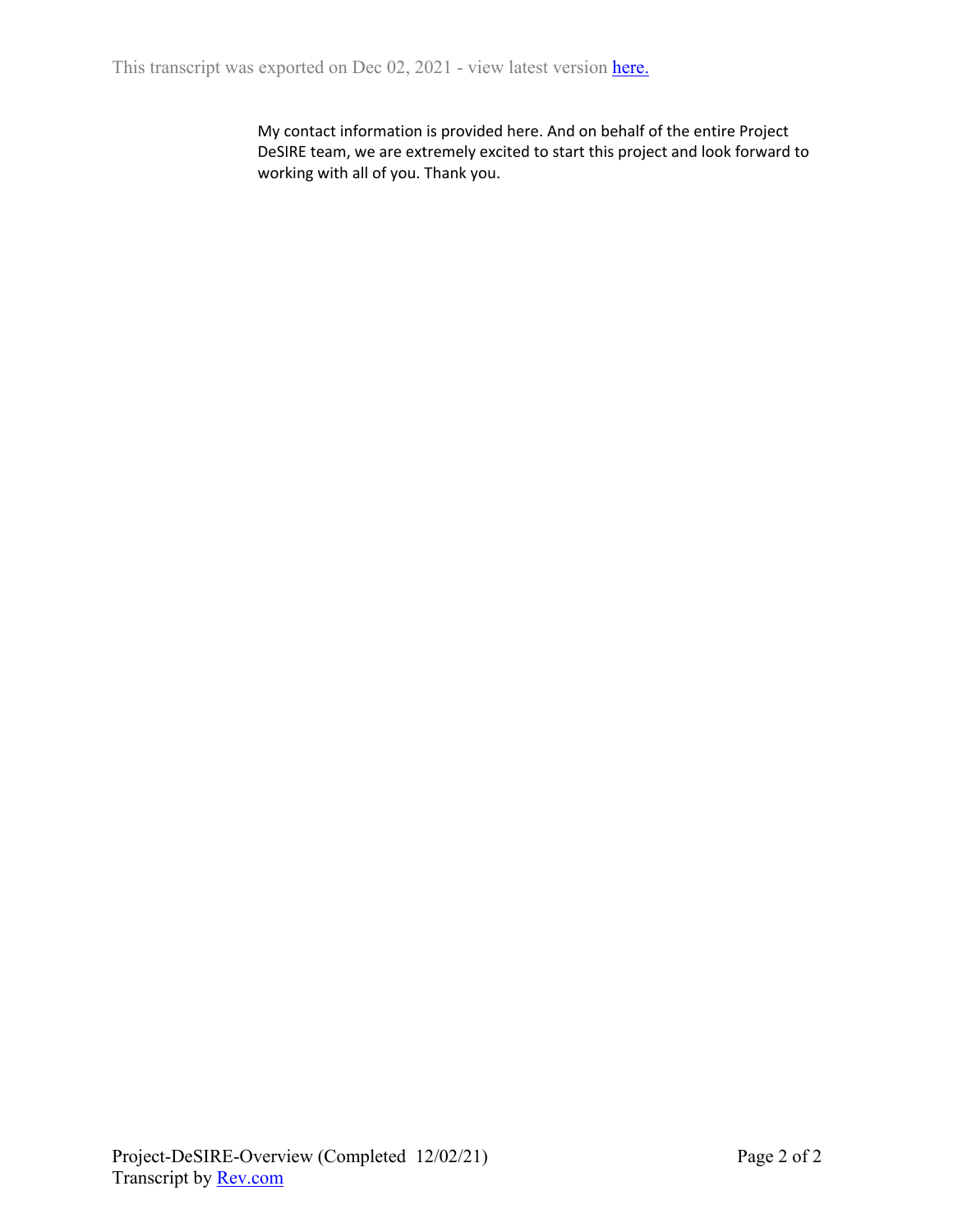My contact information is provided here. And on behalf of the entire Project DeSIRE team, we are extremely excited to start this project and look forward to working with all of you. Thank you.